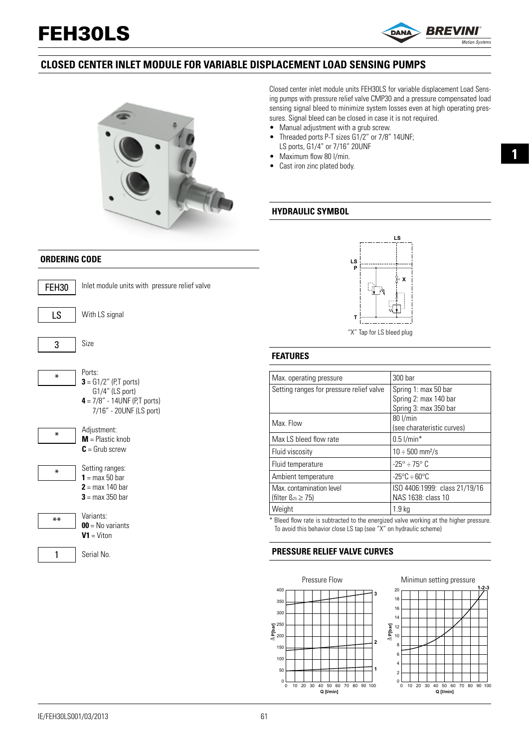# FEH30LS

## CLOSED CENTER INLET MODULE FOR VARIABLE DISPLACEMENT LOAD SENSING PUMPS

Closed center inlet module units FEH30LS for variable displacement Load Sensing pumps with pressure relief valve CMP30 and a pressure compensated load sensing signal bleed to minimize system losses even at high operating pressures. Signal bleed can be closed in case it is not required.

- Manual adjustment with a grub screw.
- Threaded ports P-T sizes G1/2" or 7/8" 14UNF; LS ports, G1/4" or 7/16" 20UNF
- Maximum flow 80 l/min.
- Cast iron zinc plated body.

### HYDRAULIC SYMBOL

"X" Tap for LS bleed plug

### ORDERING CODE

| Code | Description |
|---|---|
| FEH30 | Inlet module units with pressure relief valve |
| LS | With LS signal |
| 3 | Size |
| * | Ports: **3** = G1/2" (P,T ports) G1/4" (LS port); **4** = 7/8" - 14UNF (P,T ports) 7/16" - 20UNF (LS port) |
| * | Adjustment: **M** = Plastic knob; **C** = Grub screw |
| * | Setting ranges: **1** = max 50 bar; **2** = max 140 bar; **3** = max 350 bar |
| ** | Variants: **00** = No variants; **V1** = Viton |
| 1 | Serial No. |

### FEATURES

| | |
|---|---|
| Max. operating pressure | 300 bar |
| Setting ranges for pressure relief valve | Spring 1: max 50 bar<br>Spring 2: max 140 bar<br>Spring 3: max 350 bar |
| Max. Flow | 80 l/min<br>(see charateristic curves) |
| Max LS bleed flow rate | 0.5 l/min* |
| Fluid viscosity | 10 ÷ 500 mm²/s |
| Fluid temperature | -25° ÷ 75° C |
| Ambient temperature | -25°C ÷ 60°C |
| Max. contamination level<br>(filter $\beta_{25} \geq 75$) | ISO 4406:1999: class 21/19/16<br>NAS 1638: class 10 |
| Weight | 1.9 kg |

\* Bleed flow rate is subtracted to the energized valve working at the higher pressure. To avoid this behavior close LS tap (see "X" on hydraulic scheme)

### PRESSURE RELIEF VALVE CURVES

Pressure Flow

Minimun setting pressure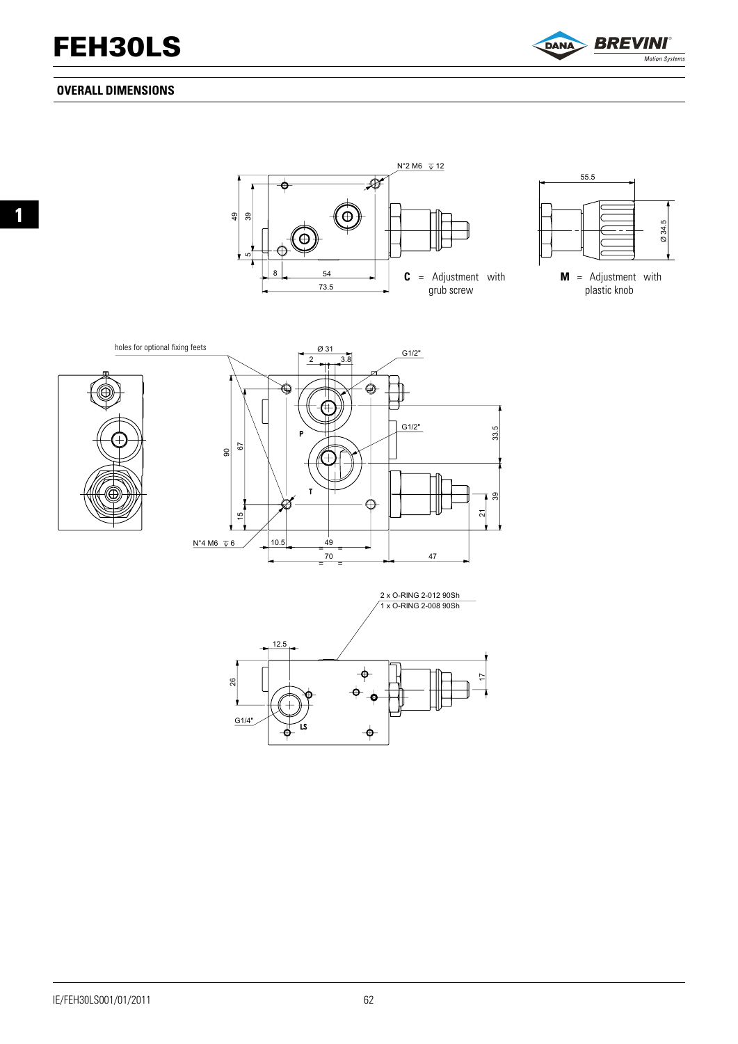## OVERALL DIMENSIONS

N°2 M6 ⊽ 12

49

39

5

8

54

73.5

**C** = Adjustment with grub screw

55.5

Ø 34.5

**M** = Adjustment with plastic knob

holes for optional fixing feets

Ø 31

2

3.8

G1/2"

P

G1/2"

33.5

90

67

T

39

15

21

N°4 M6 ⊽ 6

10.5

49

70

47

2 x O-RING 2-012 90Sh
1 x O-RING 2-008 90Sh

12.5

26

17

G1/4"

LS